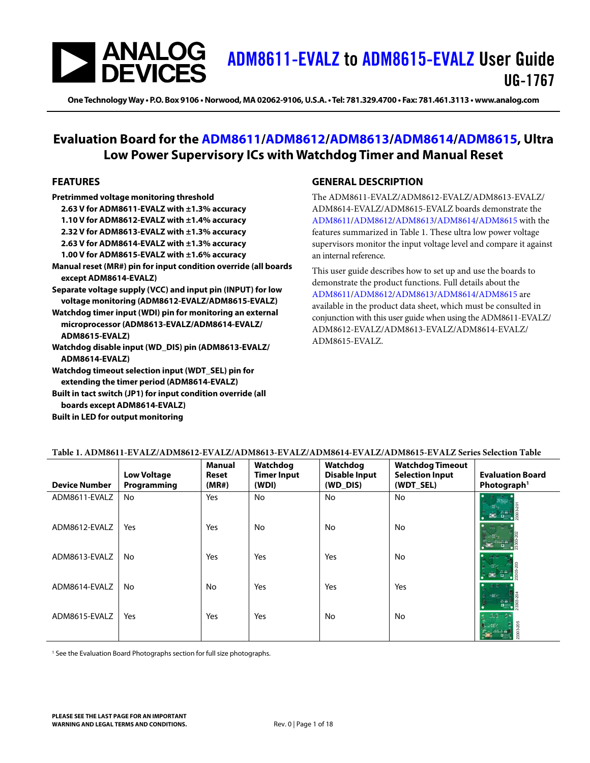# ADM8611-EVALZ to ADM8615-EVALZ User Guide

UG-1767

One Technology Way • P.O. Box 9106 • Norwood, MA 02062-9106, U.S.A. • Tel: 781.329.4700 • Fax: 781.461.3113 • www.analog.com

## Evaluation Board for the ADM8611/ADM8612/ADM8613/ADM8614/ADM8615, Ultra Low Power Supervisory ICs with Watchdog Timer and Manual Reset

### FEATURES

- **Pretrimmed voltage monitoring threshold**
  - **2.63 V for ADM8611-EVALZ with ±1.3% accuracy**
  - **1.10 V for ADM8612-EVALZ with ±1.4% accuracy**
  - **2.32 V for ADM8613-EVALZ with ±1.3% accuracy**
  - **2.63 V for ADM8614-EVALZ with ±1.3% accuracy**
  - **1.00 V for ADM8615-EVALZ with ±1.6% accuracy**
- **Manual reset (MR#) pin for input condition override (all boards except ADM8614-EVALZ)**
- **Separate voltage supply (VCC) and input pin (INPUT) for low voltage monitoring (ADM8612-EVALZ/ADM8615-EVALZ)**
- **Watchdog timer input (WDI) pin for monitoring an external microprocessor (ADM8613-EVALZ/ADM8614-EVALZ/ ADM8615-EVALZ)**
- **Watchdog disable input (WD_DIS) pin (ADM8613-EVALZ/ ADM8614-EVALZ)**
- **Watchdog timeout selection input (WDT_SEL) pin for extending the timer period (ADM8614-EVALZ)**
- **Built in tact switch (JP1) for input condition override (all boards except ADM8614-EVALZ)**
- **Built in LED for output monitoring**

### GENERAL DESCRIPTION

The ADM8611-EVALZ/ADM8612-EVALZ/ADM8613-EVALZ/ ADM8614-EVALZ/ADM8615-EVALZ boards demonstrate the ADM8611/ADM8612/ADM8613/ADM8614/ADM8615 with the features summarized in Table 1. These ultra low power voltage supervisors monitor the input voltage level and compare it against an internal reference.

This user guide describes how to set up and use the boards to demonstrate the product functions. Full details about the ADM8611/ADM8612/ADM8613/ADM8614/ADM8615 are available in the product data sheet, which must be consulted in conjunction with this user guide when using the ADM8611-EVALZ/ ADM8612-EVALZ/ADM8613-EVALZ/ADM8614-EVALZ/ ADM8615-EVALZ.

**Table 1. ADM8611-EVALZ/ADM8612-EVALZ/ADM8613-EVALZ/ADM8614-EVALZ/ADM8615-EVALZ Series Selection Table**

| Device Number | Low Voltage Programming | Manual Reset (MR#) | Watchdog Timer Input (WDI) | Watchdog Disable Input (WD_DIS) | Watchdog Timeout Selection Input (WDT_SEL) | Evaluation Board Photograph[1] |
|---|---|---|---|---|---|---|
| ADM8611-EVALZ | No | Yes | No | No | No | |
| ADM8612-EVALZ | Yes | Yes | No | No | No | |
| ADM8613-EVALZ | No | Yes | Yes | Yes | No | |
| ADM8614-EVALZ | No | No | Yes | Yes | Yes | |
| ADM8615-EVALZ | Yes | Yes | Yes | No | No | |

[1] See the Evaluation Board Photographs section for full size photographs.

**PLEASE SEE THE LAST PAGE FOR AN IMPORTANT WARNING AND LEGAL TERMS AND CONDITIONS.**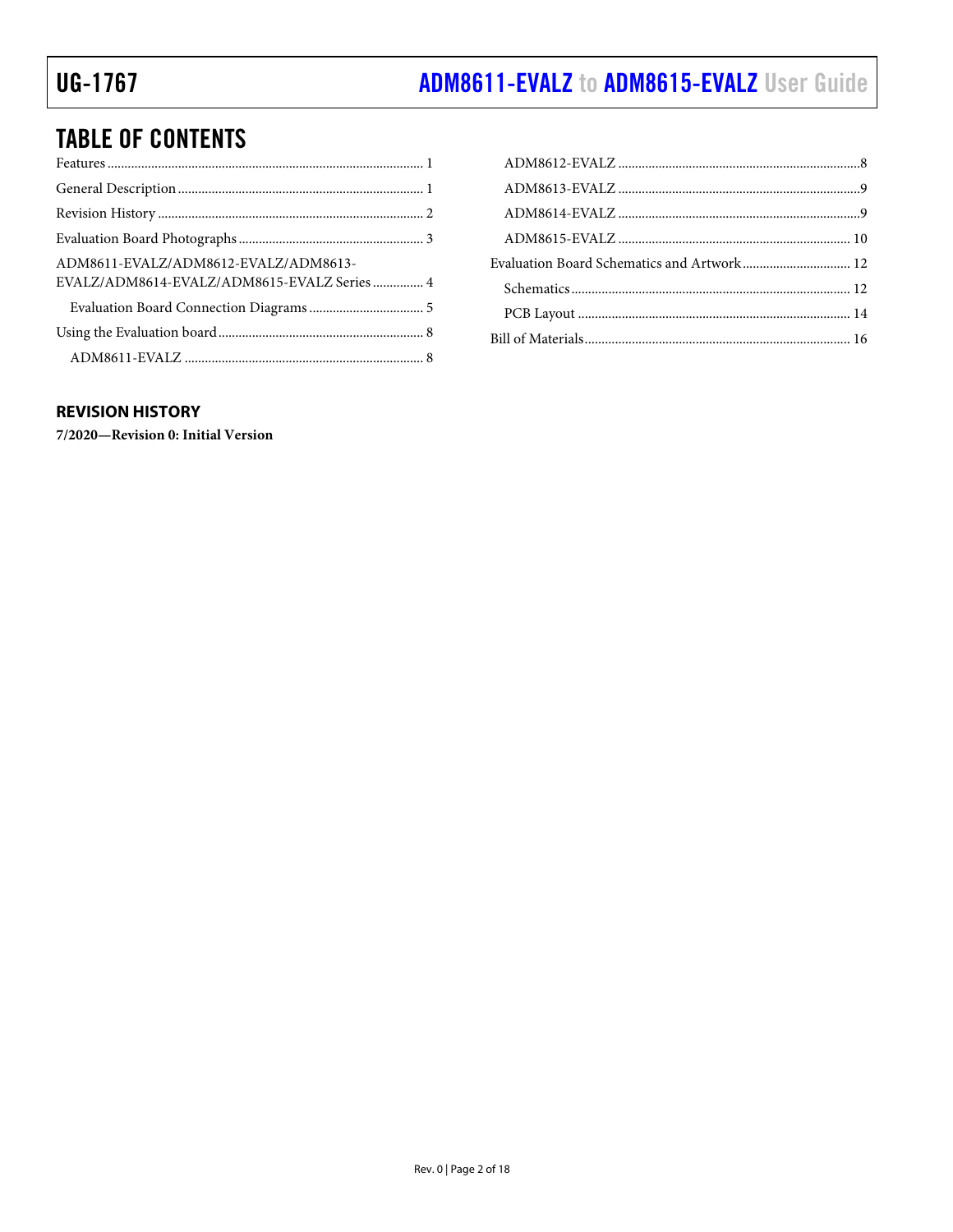## TABLE OF CONTENTS

Features .......... 1
General Description .......... 1
Revision History .......... 2
Evaluation Board Photographs .......... 3
ADM8611-EVALZ/ADM8612-EVALZ/ADM8613-EVALZ/ADM8614-EVALZ/ADM8615-EVALZ Series .......... 4
  Evaluation Board Connection Diagrams .......... 5
Using the Evaluation board .......... 8
  ADM8611-EVALZ .......... 8
  ADM8612-EVALZ .......... 8
  ADM8613-EVALZ .......... 9
  ADM8614-EVALZ .......... 9
  ADM8615-EVALZ .......... 10
Evaluation Board Schematics and Artwork .......... 12
  Schematics .......... 12
  PCB Layout .......... 14
Bill of Materials .......... 16

## REVISION HISTORY

**7/2020—Revision 0: Initial Version**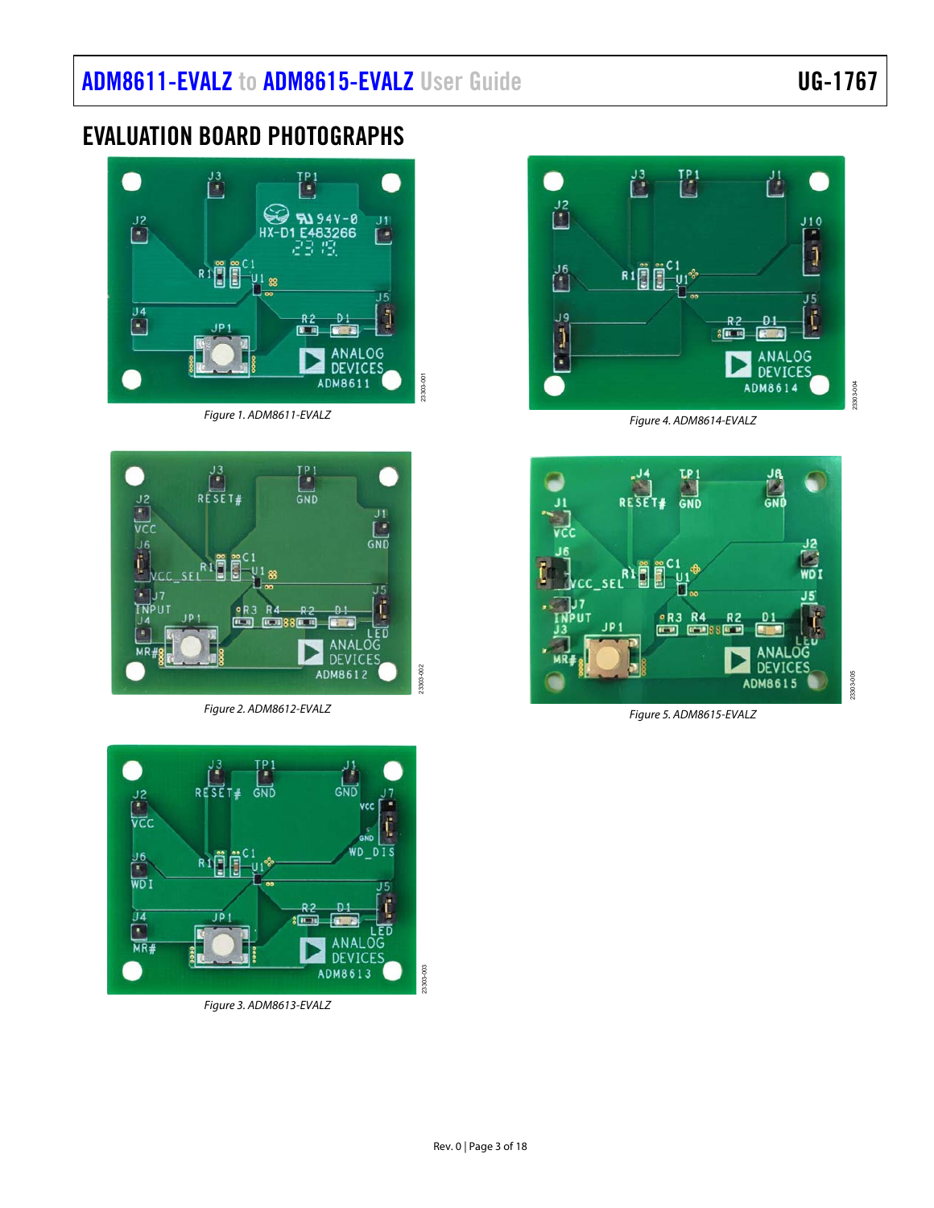## EVALUATION BOARD PHOTOGRAPHS

Figure 1. ADM8611-EVALZ

Figure 2. ADM8612-EVALZ

Figure 3. ADM8613-EVALZ

Figure 4. ADM8614-EVALZ

Figure 5. ADM8615-EVALZ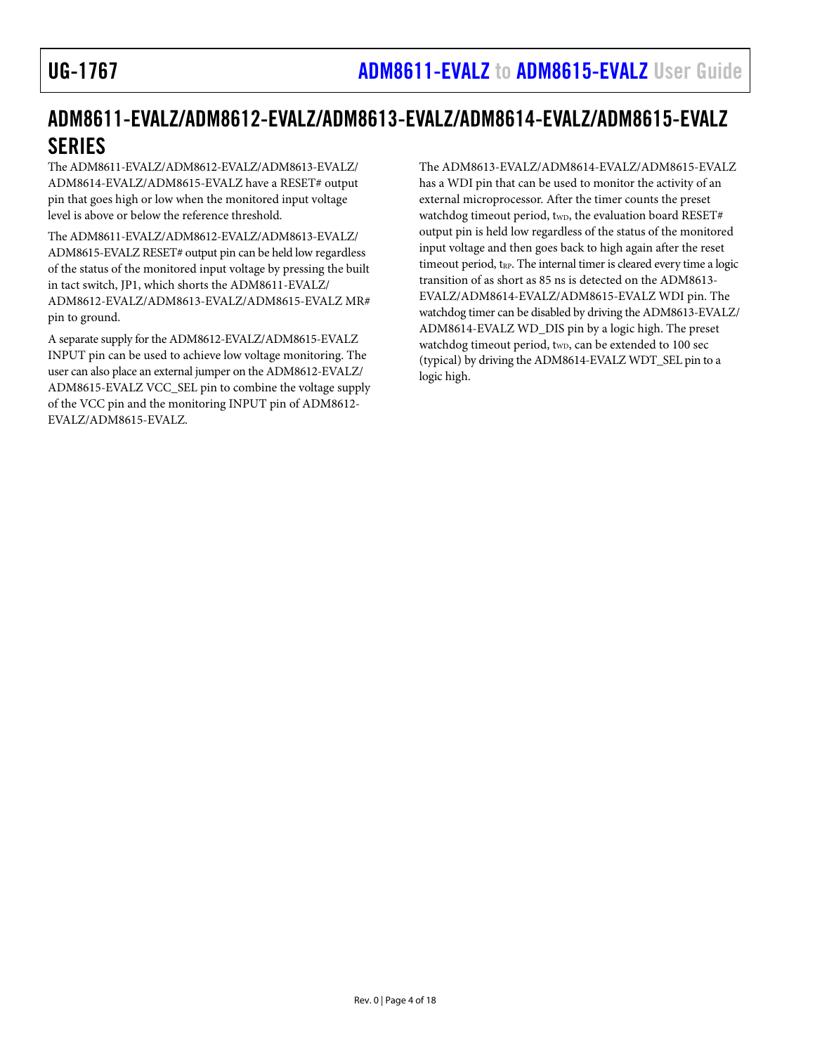## ADM8611-EVALZ/ADM8612-EVALZ/ADM8613-EVALZ/ADM8614-EVALZ/ADM8615-EVALZ SERIES

The ADM8611-EVALZ/ADM8612-EVALZ/ADM8613-EVALZ/ADM8614-EVALZ/ADM8615-EVALZ have a RESET# output pin that goes high or low when the monitored input voltage level is above or below the reference threshold.

The ADM8611-EVALZ/ADM8612-EVALZ/ADM8613-EVALZ/ADM8615-EVALZ RESET# output pin can be held low regardless of the status of the monitored input voltage by pressing the built in tact switch, JP1, which shorts the ADM8611-EVALZ/ADM8612-EVALZ/ADM8613-EVALZ/ADM8615-EVALZ MR# pin to ground.

A separate supply for the ADM8612-EVALZ/ADM8615-EVALZ INPUT pin can be used to achieve low voltage monitoring. The user can also place an external jumper on the ADM8612-EVALZ/ADM8615-EVALZ VCC_SEL pin to combine the voltage supply of the VCC pin and the monitoring INPUT pin of ADM8612-EVALZ/ADM8615-EVALZ.

The ADM8613-EVALZ/ADM8614-EVALZ/ADM8615-EVALZ has a WDI pin that can be used to monitor the activity of an external microprocessor. After the timer counts the preset watchdog timeout period, $t_{WD}$, the evaluation board RESET# output pin is held low regardless of the status of the monitored input voltage and then goes back to high again after the reset timeout period, $t_{RP}$. The internal timer is cleared every time a logic transition of as short as 85 ns is detected on the ADM8613-EVALZ/ADM8614-EVALZ/ADM8615-EVALZ WDI pin. The watchdog timer can be disabled by driving the ADM8613-EVALZ/ADM8614-EVALZ WD_DIS pin by a logic high. The preset watchdog timeout period, $t_{WD}$, can be extended to 100 sec (typical) by driving the ADM8614-EVALZ WDT_SEL pin to a logic high.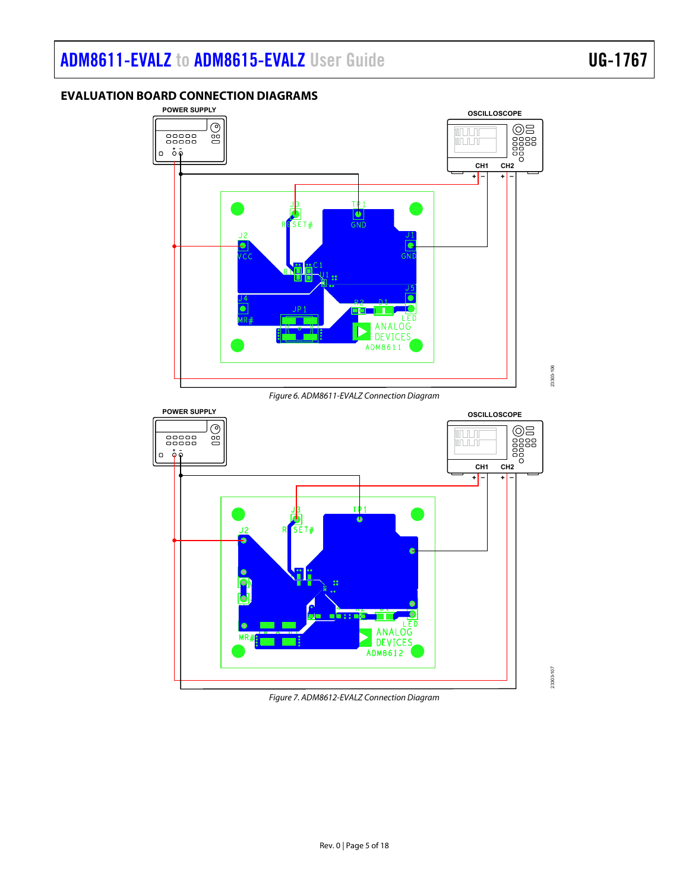## EVALUATION BOARD CONNECTION DIAGRAMS

Figure 6. ADM8611-EVALZ Connection Diagram

Figure 7. ADM8612-EVALZ Connection Diagram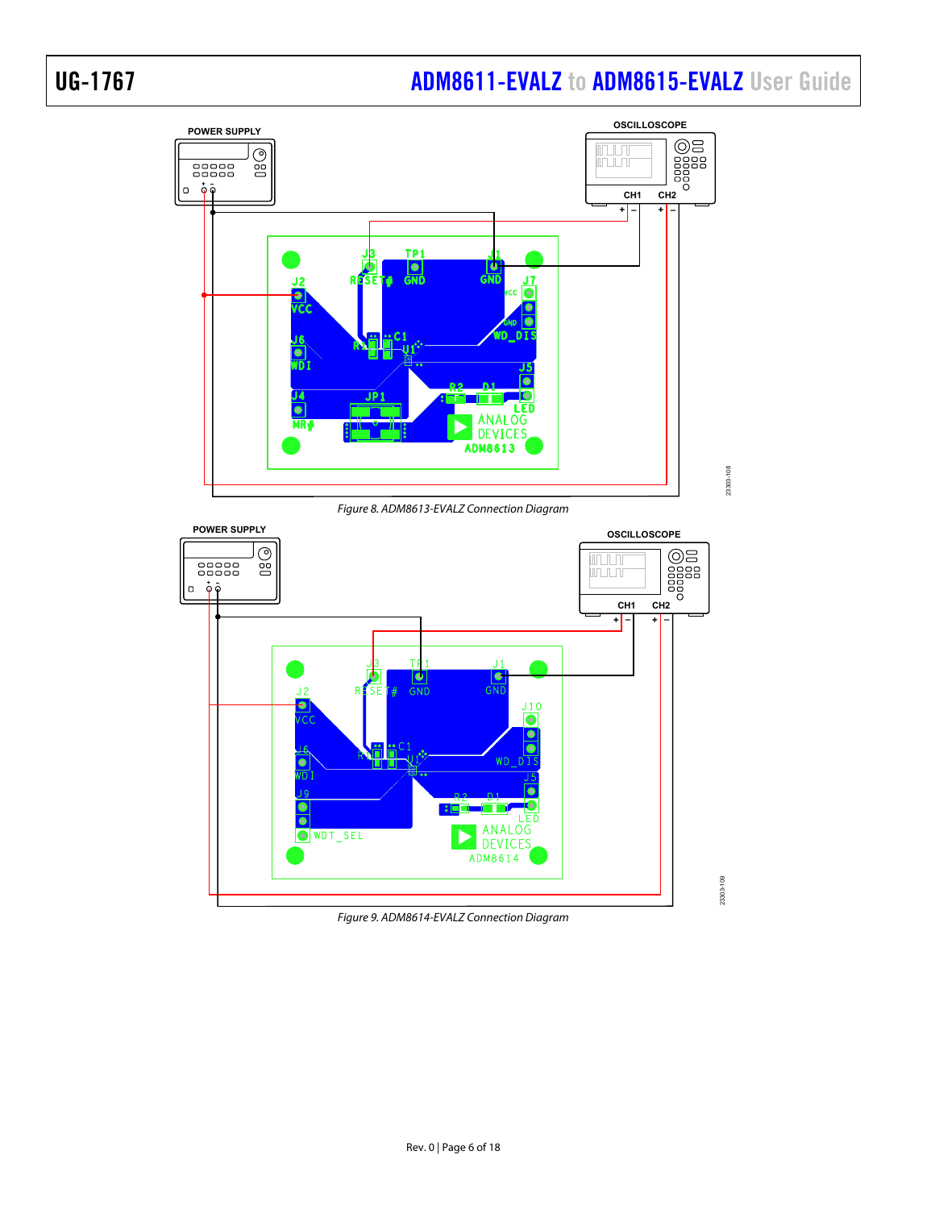Figure 8. ADM8613-EVALZ Connection Diagram

Figure 9. ADM8614-EVALZ Connection Diagram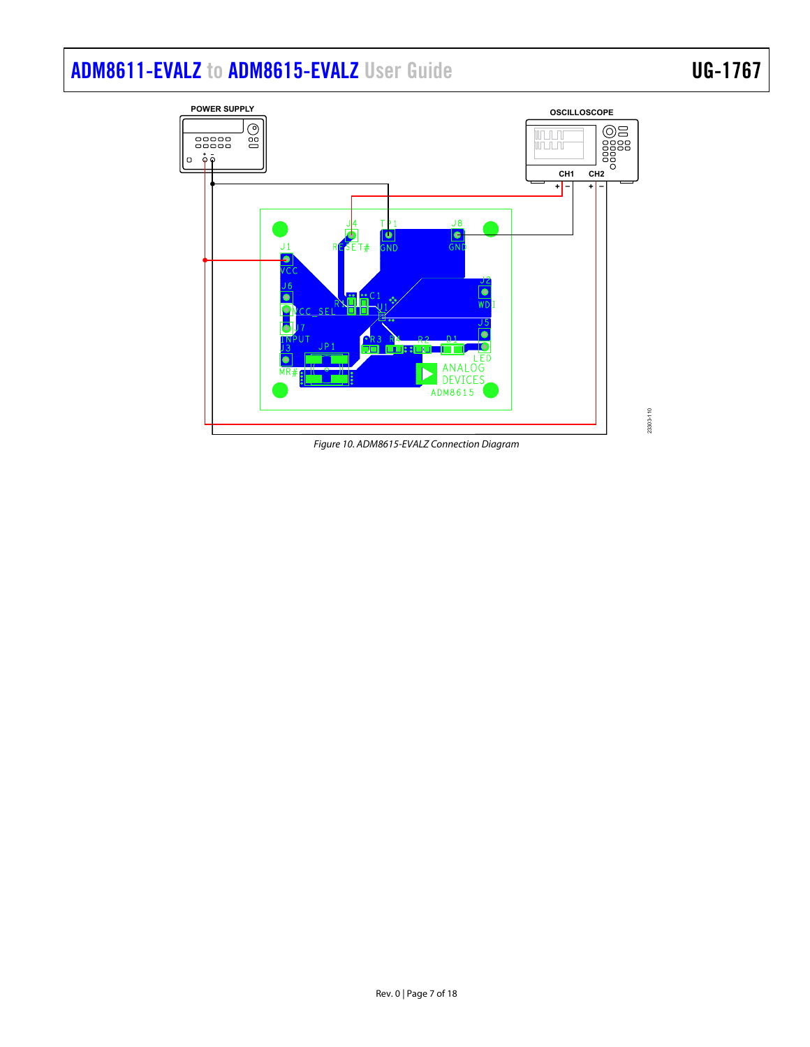Figure 10. ADM8615-EVALZ Connection Diagram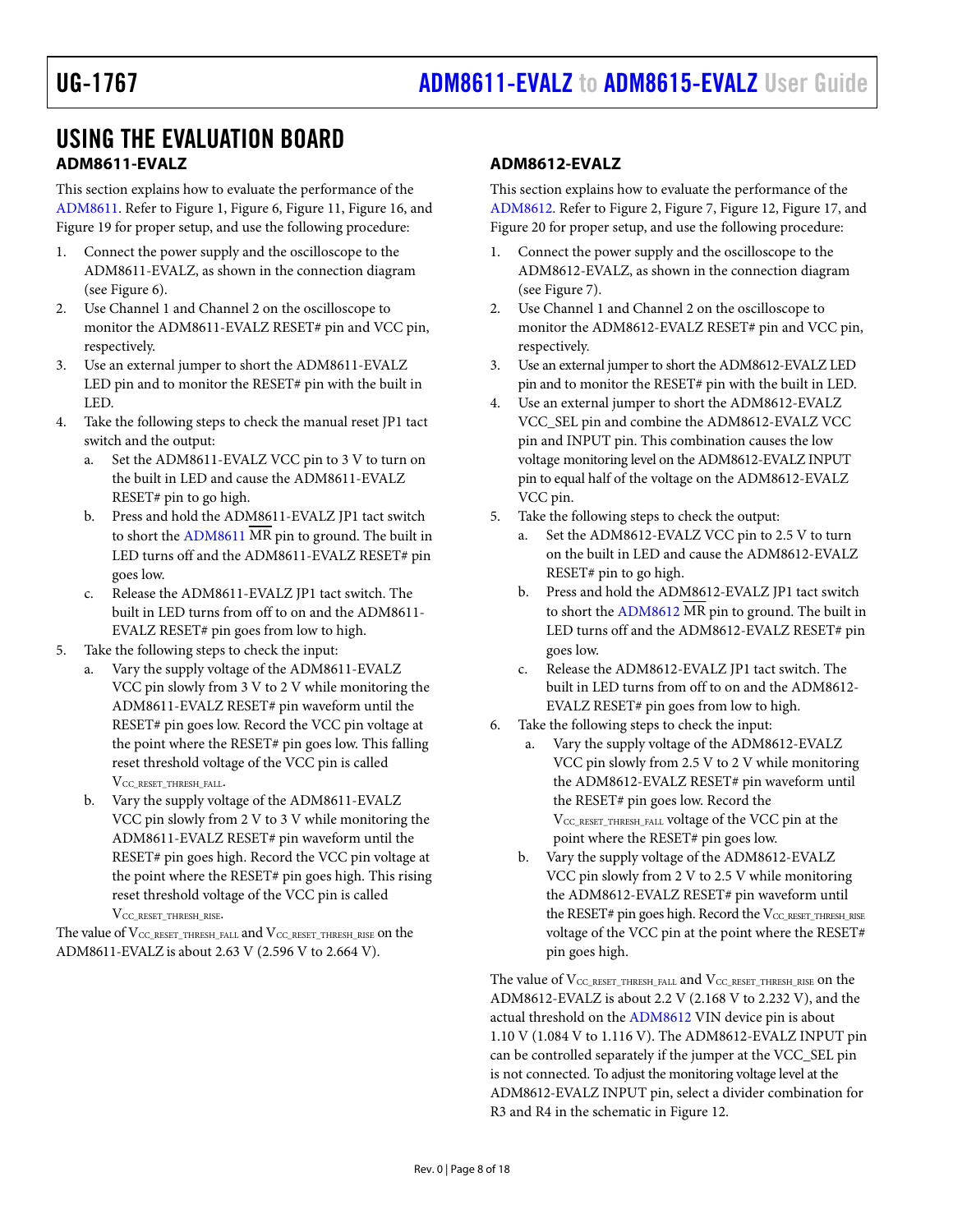# USING THE EVALUATION BOARD

## ADM8611-EVALZ

This section explains how to evaluate the performance of the ADM8611. Refer to Figure 1, Figure 6, Figure 11, Figure 16, and Figure 19 for proper setup, and use the following procedure:

1. Connect the power supply and the oscilloscope to the ADM8611-EVALZ, as shown in the connection diagram (see Figure 6).
2. Use Channel 1 and Channel 2 on the oscilloscope to monitor the ADM8611-EVALZ RESET# pin and VCC pin, respectively.
3. Use an external jumper to short the ADM8611-EVALZ LED pin and to monitor the RESET# pin with the built in LED.
4. Take the following steps to check the manual reset JP1 tact switch and the output:
   a. Set the ADM8611-EVALZ VCC pin to 3 V to turn on the built in LED and cause the ADM8611-EVALZ RESET# pin to go high.
   b. Press and hold the ADM8611-EVALZ JP1 tact switch to short the ADM8611 $\overline{\text{MR}}$ pin to ground. The built in LED turns off and the ADM8611-EVALZ RESET# pin goes low.
   c. Release the ADM8611-EVALZ JP1 tact switch. The built in LED turns from off to on and the ADM8611-EVALZ RESET# pin goes from low to high.
5. Take the following steps to check the input:
   a. Vary the supply voltage of the ADM8611-EVALZ VCC pin slowly from 3 V to 2 V while monitoring the ADM8611-EVALZ RESET# pin waveform until the RESET# pin goes low. Record the VCC pin voltage at the point where the RESET# pin goes low. This falling reset threshold voltage of the VCC pin is called $V_{CC\_RESET\_THRESH\_FALL}$.
   b. Vary the supply voltage of the ADM8611-EVALZ VCC pin slowly from 2 V to 3 V while monitoring the ADM8611-EVALZ RESET# pin waveform until the RESET# pin goes high. Record the VCC pin voltage at the point where the RESET# pin goes high. This rising reset threshold voltage of the VCC pin is called $V_{CC\_RESET\_THRESH\_RISE}$.

The value of $V_{CC\_RESET\_THRESH\_FALL}$ and $V_{CC\_RESET\_THRESH\_RISE}$ on the ADM8611-EVALZ is about 2.63 V (2.596 V to 2.664 V).

## ADM8612-EVALZ

This section explains how to evaluate the performance of the ADM8612. Refer to Figure 2, Figure 7, Figure 12, Figure 17, and Figure 20 for proper setup, and use the following procedure:

1. Connect the power supply and the oscilloscope to the ADM8612-EVALZ, as shown in the connection diagram (see Figure 7).
2. Use Channel 1 and Channel 2 on the oscilloscope to monitor the ADM8612-EVALZ RESET# pin and VCC pin, respectively.
3. Use an external jumper to short the ADM8612-EVALZ LED pin and to monitor the RESET# pin with the built in LED.
4. Use an external jumper to short the ADM8612-EVALZ VCC_SEL pin and combine the ADM8612-EVALZ VCC pin and INPUT pin. This combination causes the low voltage monitoring level on the ADM8612-EVALZ INPUT pin to equal half of the voltage on the ADM8612-EVALZ VCC pin.
5. Take the following steps to check the output:
   a. Set the ADM8612-EVALZ VCC pin to 2.5 V to turn on the built in LED and cause the ADM8612-EVALZ RESET# pin to go high.
   b. Press and hold the ADM8612-EVALZ JP1 tact switch to short the ADM8612 $\overline{\text{MR}}$ pin to ground. The built in LED turns off and the ADM8612-EVALZ RESET# pin goes low.
   c. Release the ADM8612-EVALZ JP1 tact switch. The built in LED turns from off to on and the ADM8612-EVALZ RESET# pin goes from low to high.
6. Take the following steps to check the input:
   a. Vary the supply voltage of the ADM8612-EVALZ VCC pin slowly from 2.5 V to 2 V while monitoring the ADM8612-EVALZ RESET# pin waveform until the RESET# pin goes low. Record the $V_{CC\_RESET\_THRESH\_FALL}$ voltage of the VCC pin at the point where the RESET# pin goes low.
   b. Vary the supply voltage of the ADM8612-EVALZ VCC pin slowly from 2 V to 2.5 V while monitoring the ADM8612-EVALZ RESET# pin waveform until the RESET# pin goes high. Record the $V_{CC\_RESET\_THRESH\_RISE}$ voltage of the VCC pin at the point where the RESET# pin goes high.

The value of $V_{CC\_RESET\_THRESH\_FALL}$ and $V_{CC\_RESET\_THRESH\_RISE}$ on the ADM8612-EVALZ is about 2.2 V (2.168 V to 2.232 V), and the actual threshold on the ADM8612 VIN device pin is about 1.10 V (1.084 V to 1.116 V). The ADM8612-EVALZ INPUT pin can be controlled separately if the jumper at the VCC_SEL pin is not connected. To adjust the monitoring voltage level at the ADM8612-EVALZ INPUT pin, select a divider combination for R3 and R4 in the schematic in Figure 12.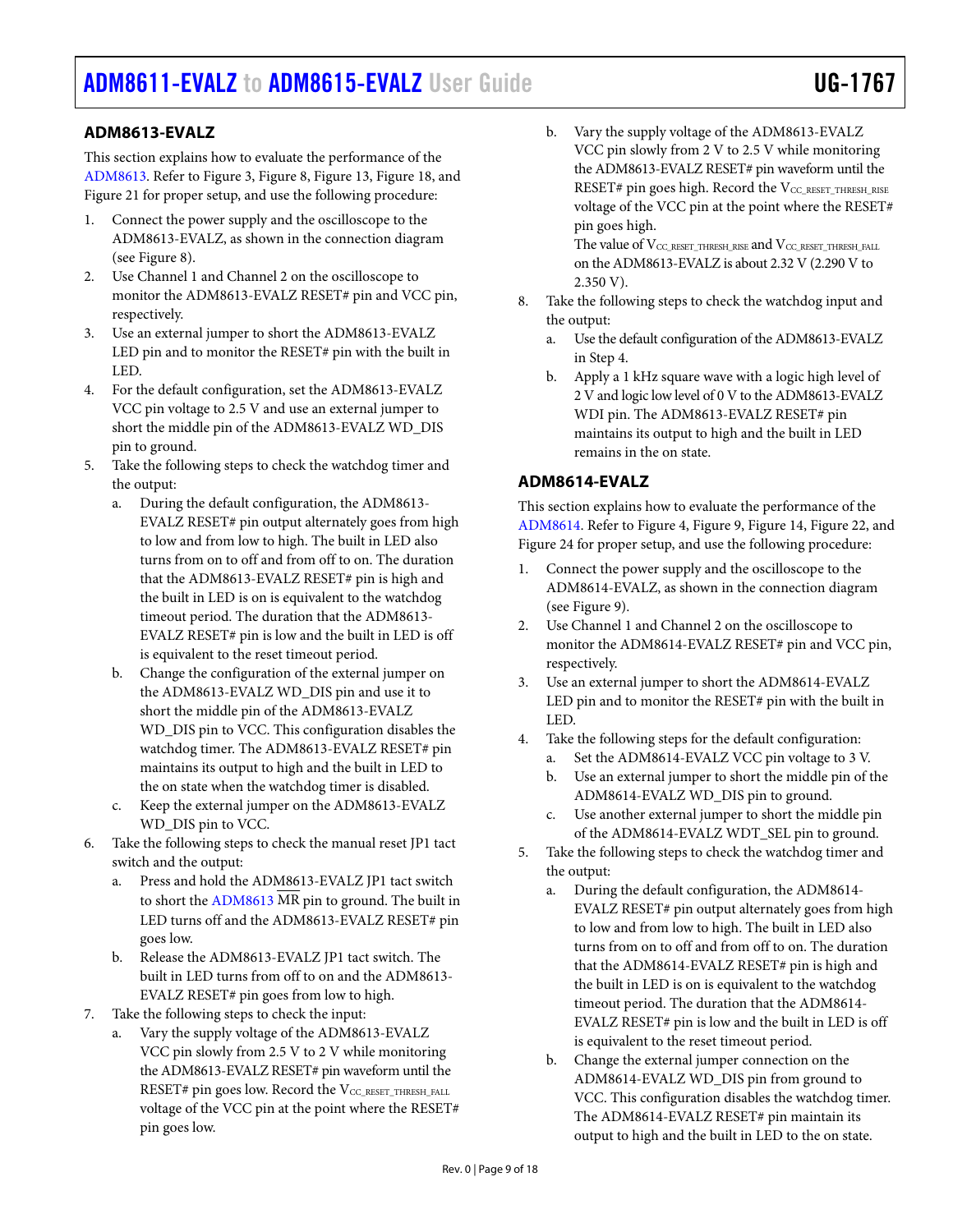## ADM8613-EVALZ

This section explains how to evaluate the performance of the ADM8613. Refer to Figure 3, Figure 8, Figure 13, Figure 18, and Figure 21 for proper setup, and use the following procedure:

1. Connect the power supply and the oscilloscope to the ADM8613-EVALZ, as shown in the connection diagram (see Figure 8).
2. Use Channel 1 and Channel 2 on the oscilloscope to monitor the ADM8613-EVALZ RESET# pin and VCC pin, respectively.
3. Use an external jumper to short the ADM8613-EVALZ LED pin and to monitor the RESET# pin with the built in LED.
4. For the default configuration, set the ADM8613-EVALZ VCC pin voltage to 2.5 V and use an external jumper to short the middle pin of the ADM8613-EVALZ WD_DIS pin to ground.
5. Take the following steps to check the watchdog timer and the output:
   a. During the default configuration, the ADM8613-EVALZ RESET# pin output alternately goes from high to low and from low to high. The built in LED also turns from on to off and from off to on. The duration that the ADM8613-EVALZ RESET# pin is high and the built in LED is on is equivalent to the watchdog timeout period. The duration that the ADM8613-EVALZ RESET# pin is low and the built in LED is off is equivalent to the reset timeout period.
   b. Change the configuration of the external jumper on the ADM8613-EVALZ WD_DIS pin and use it to short the middle pin of the ADM8613-EVALZ WD_DIS pin to VCC. This configuration disables the watchdog timer. The ADM8613-EVALZ RESET# pin maintains its output to high and the built in LED to the on state when the watchdog timer is disabled.
   c. Keep the external jumper on the ADM8613-EVALZ WD_DIS pin to VCC.
6. Take the following steps to check the manual reset JP1 tact switch and the output:
   a. Press and hold the ADM8613-EVALZ JP1 tact switch to short the ADM8613 $\overline{\text{MR}}$ pin to ground. The built in LED turns off and the ADM8613-EVALZ RESET# pin goes low.
   b. Release the ADM8613-EVALZ JP1 tact switch. The built in LED turns from off to on and the ADM8613-EVALZ RESET# pin goes from low to high.
7. Take the following steps to check the input:
   a. Vary the supply voltage of the ADM8613-EVALZ VCC pin slowly from 2.5 V to 2 V while monitoring the ADM8613-EVALZ RESET# pin waveform until the RESET# pin goes low. Record the $V_{CC\_RESET\_THRESH\_FALL}$ voltage of the VCC pin at the point where the RESET# pin goes low.
   b. Vary the supply voltage of the ADM8613-EVALZ VCC pin slowly from 2 V to 2.5 V while monitoring the ADM8613-EVALZ RESET# pin waveform until the RESET# pin goes high. Record the $V_{CC\_RESET\_THRESH\_RISE}$ voltage of the VCC pin at the point where the RESET# pin goes high.
   The value of $V_{CC\_RESET\_THRESH\_RISE}$ and $V_{CC\_RESET\_THRESH\_FALL}$ on the ADM8613-EVALZ is about 2.32 V (2.290 V to 2.350 V).
8. Take the following steps to check the watchdog input and the output:
   a. Use the default configuration of the ADM8613-EVALZ in Step 4.
   b. Apply a 1 kHz square wave with a logic high level of 2 V and logic low level of 0 V to the ADM8613-EVALZ WDI pin. The ADM8613-EVALZ RESET# pin maintains its output to high and the built in LED remains in the on state.

## ADM8614-EVALZ

This section explains how to evaluate the performance of the ADM8614. Refer to Figure 4, Figure 9, Figure 14, Figure 22, and Figure 24 for proper setup, and use the following procedure:

1. Connect the power supply and the oscilloscope to the ADM8614-EVALZ, as shown in the connection diagram (see Figure 9).
2. Use Channel 1 and Channel 2 on the oscilloscope to monitor the ADM8614-EVALZ RESET# pin and VCC pin, respectively.
3. Use an external jumper to short the ADM8614-EVALZ LED pin and to monitor the RESET# pin with the built in LED.
4. Take the following steps for the default configuration:
   a. Set the ADM8614-EVALZ VCC pin voltage to 3 V.
   b. Use an external jumper to short the middle pin of the ADM8614-EVALZ WD_DIS pin to ground.
   c. Use another external jumper to short the middle pin of the ADM8614-EVALZ WDT_SEL pin to ground.
5. Take the following steps to check the watchdog timer and the output:
   a. During the default configuration, the ADM8614-EVALZ RESET# pin output alternately goes from high to low and from low to high. The built in LED also turns from on to off and from off to on. The duration that the ADM8614-EVALZ RESET# pin is high and the built in LED is on is equivalent to the watchdog timeout period. The duration that the ADM8614-EVALZ RESET# pin is low and the built in LED is off is equivalent to the reset timeout period.
   b. Change the external jumper connection on the ADM8614-EVALZ WD_DIS pin from ground to VCC. This configuration disables the watchdog timer. The ADM8614-EVALZ RESET# pin maintain its output to high and the built in LED to the on state.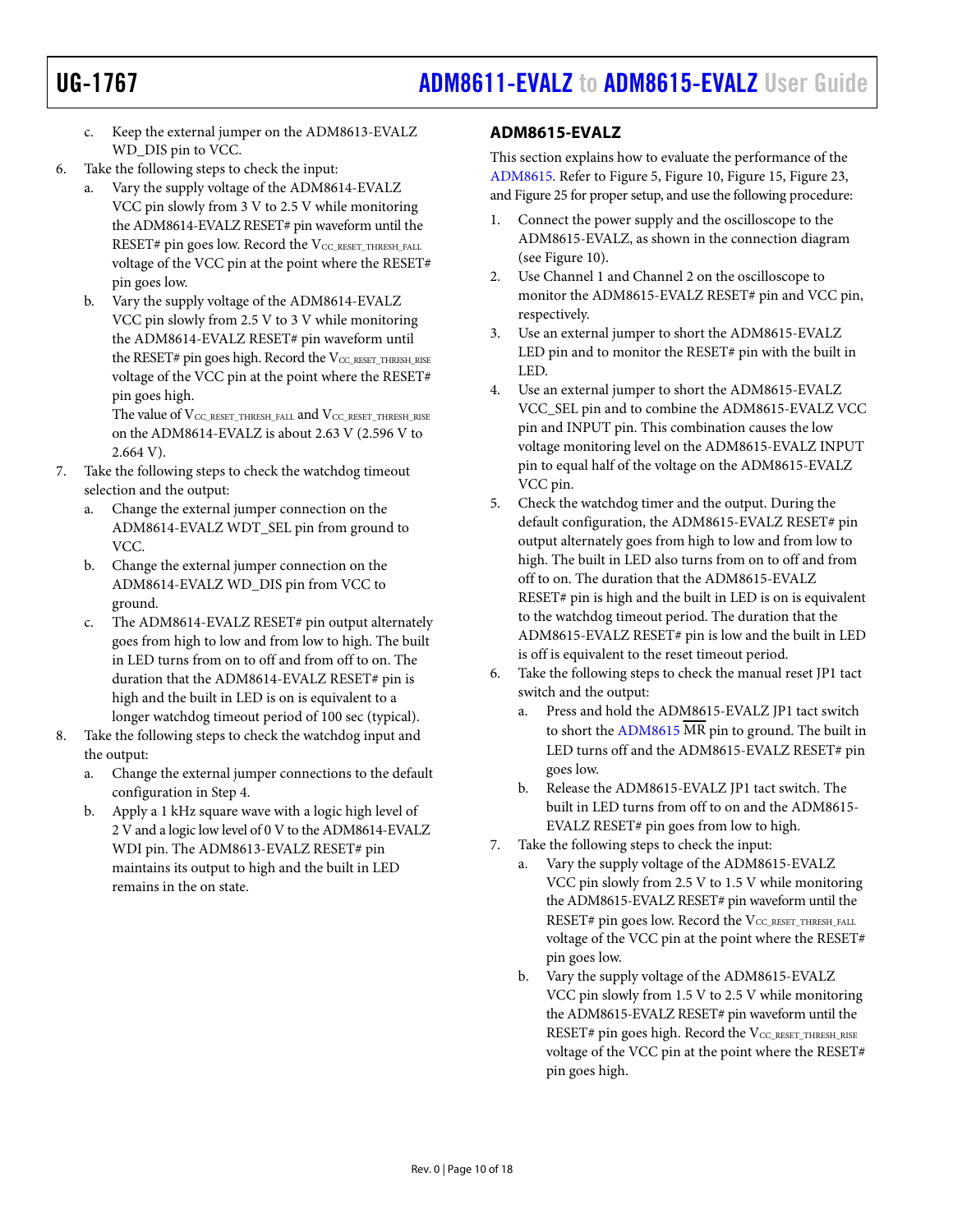c. Keep the external jumper on the ADM8613-EVALZ WD_DIS pin to VCC.
6. Take the following steps to check the input:
   a. Vary the supply voltage of the ADM8614-EVALZ VCC pin slowly from 3 V to 2.5 V while monitoring the ADM8614-EVALZ RESET# pin waveform until the RESET# pin goes low. Record the $V_{CC\_RESET\_THRESH\_FALL}$ voltage of the VCC pin at the point where the RESET# pin goes low.
   b. Vary the supply voltage of the ADM8614-EVALZ VCC pin slowly from 2.5 V to 3 V while monitoring the ADM8614-EVALZ RESET# pin waveform until the RESET# pin goes high. Record the $V_{CC\_RESET\_THRESH\_RISE}$ voltage of the VCC pin at the point where the RESET# pin goes high.

      The value of $V_{CC\_RESET\_THRESH\_FALL}$ and $V_{CC\_RESET\_THRESH\_RISE}$ on the ADM8614-EVALZ is about 2.63 V (2.596 V to 2.664 V).
7. Take the following steps to check the watchdog timeout selection and the output:
   a. Change the external jumper connection on the ADM8614-EVALZ WDT_SEL pin from ground to VCC.
   b. Change the external jumper connection on the ADM8614-EVALZ WD_DIS pin from VCC to ground.
   c. The ADM8614-EVALZ RESET# pin output alternately goes from high to low and from low to high. The built in LED turns from on to off and from off to on. The duration that the ADM8614-EVALZ RESET# pin is high and the built in LED is on is equivalent to a longer watchdog timeout period of 100 sec (typical).
8. Take the following steps to check the watchdog input and the output:
   a. Change the external jumper connections to the default configuration in Step 4.
   b. Apply a 1 kHz square wave with a logic high level of 2 V and a logic low level of 0 V to the ADM8614-EVALZ WDI pin. The ADM8613-EVALZ RESET# pin maintains its output to high and the built in LED remains in the on state.

## ADM8615-EVALZ

This section explains how to evaluate the performance of the ADM8615. Refer to Figure 5, Figure 10, Figure 15, Figure 23, and Figure 25 for proper setup, and use the following procedure:

1. Connect the power supply and the oscilloscope to the ADM8615-EVALZ, as shown in the connection diagram (see Figure 10).
2. Use Channel 1 and Channel 2 on the oscilloscope to monitor the ADM8615-EVALZ RESET# pin and VCC pin, respectively.
3. Use an external jumper to short the ADM8615-EVALZ LED pin and to monitor the RESET# pin with the built in LED.
4. Use an external jumper to short the ADM8615-EVALZ VCC_SEL pin and to combine the ADM8615-EVALZ VCC pin and INPUT pin. This combination causes the low voltage monitoring level on the ADM8615-EVALZ INPUT pin to equal half of the voltage on the ADM8615-EVALZ VCC pin.
5. Check the watchdog timer and the output. During the default configuration, the ADM8615-EVALZ RESET# pin output alternately goes from high to low and from low to high. The built in LED also turns from on to off and from off to on. The duration that the ADM8615-EVALZ RESET# pin is high and the built in LED is on is equivalent to the watchdog timeout period. The duration that the ADM8615-EVALZ RESET# pin is low and the built in LED is off is equivalent to the reset timeout period.
6. Take the following steps to check the manual reset JP1 tact switch and the output:
   a. Press and hold the ADM8615-EVALZ JP1 tact switch to short the ADM8615 $\overline{\text{MR}}$ pin to ground. The built in LED turns off and the ADM8615-EVALZ RESET# pin goes low.
   b. Release the ADM8615-EVALZ JP1 tact switch. The built in LED turns from off to on and the ADM8615-EVALZ RESET# pin goes from low to high.
7. Take the following steps to check the input:
   a. Vary the supply voltage of the ADM8615-EVALZ VCC pin slowly from 2.5 V to 1.5 V while monitoring the ADM8615-EVALZ RESET# pin waveform until the RESET# pin goes low. Record the $V_{CC\_RESET\_THRESH\_FALL}$ voltage of the VCC pin at the point where the RESET# pin goes low.
   b. Vary the supply voltage of the ADM8615-EVALZ VCC pin slowly from 1.5 V to 2.5 V while monitoring the ADM8615-EVALZ RESET# pin waveform until the RESET# pin goes high. Record the $V_{CC\_RESET\_THRESH\_RISE}$ voltage of the VCC pin at the point where the RESET# pin goes high.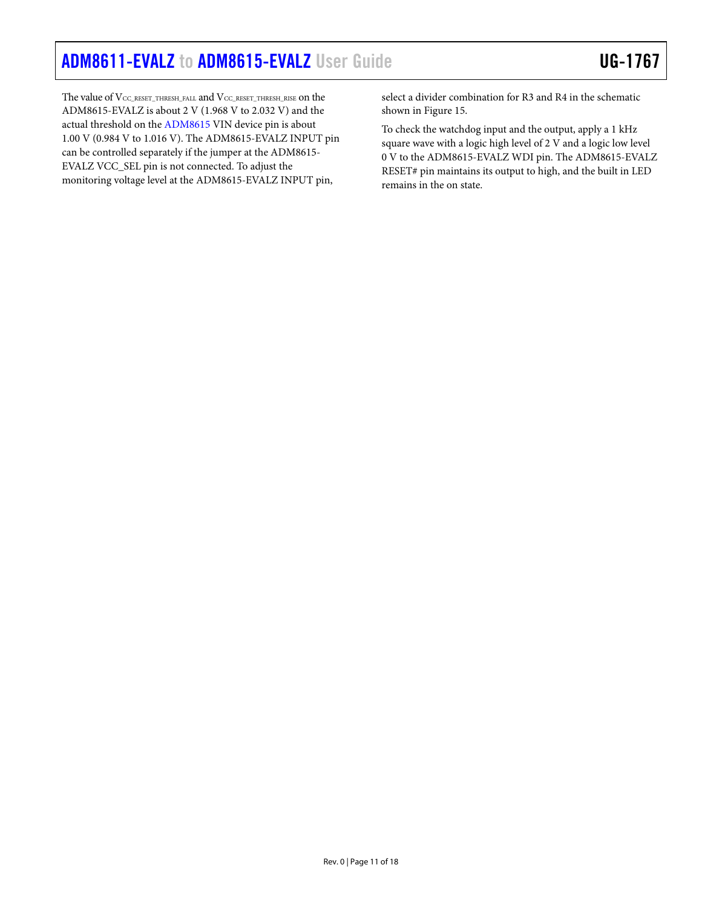The value of $V_{CC\_RESET\_THRESH\_FALL}$ and $V_{CC\_RESET\_THRESH\_RISE}$ on the ADM8615-EVALZ is about 2 V (1.968 V to 2.032 V) and the actual threshold on the ADM8615 VIN device pin is about 1.00 V (0.984 V to 1.016 V). The ADM8615-EVALZ INPUT pin can be controlled separately if the jumper at the ADM8615-EVALZ VCC_SEL pin is not connected. To adjust the monitoring voltage level at the ADM8615-EVALZ INPUT pin, select a divider combination for R3 and R4 in the schematic shown in Figure 15.

To check the watchdog input and the output, apply a 1 kHz square wave with a logic high level of 2 V and a logic low level 0 V to the ADM8615-EVALZ WDI pin. The ADM8615-EVALZ RESET# pin maintains its output to high, and the built in LED remains in the on state.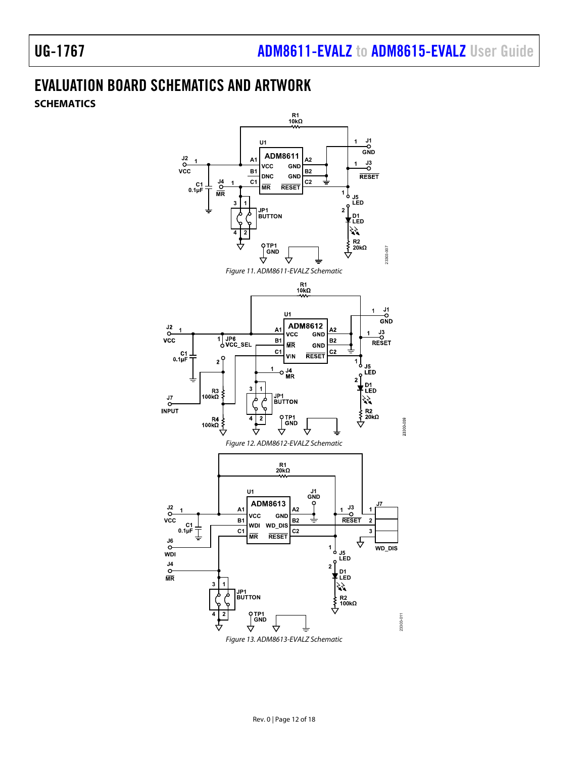# EVALUATION BOARD SCHEMATICS AND ARTWORK

## SCHEMATICS

*Figure 11. ADM8611-EVALZ Schematic*

*Figure 12. ADM8612-EVALZ Schematic*

*Figure 13. ADM8613-EVALZ Schematic*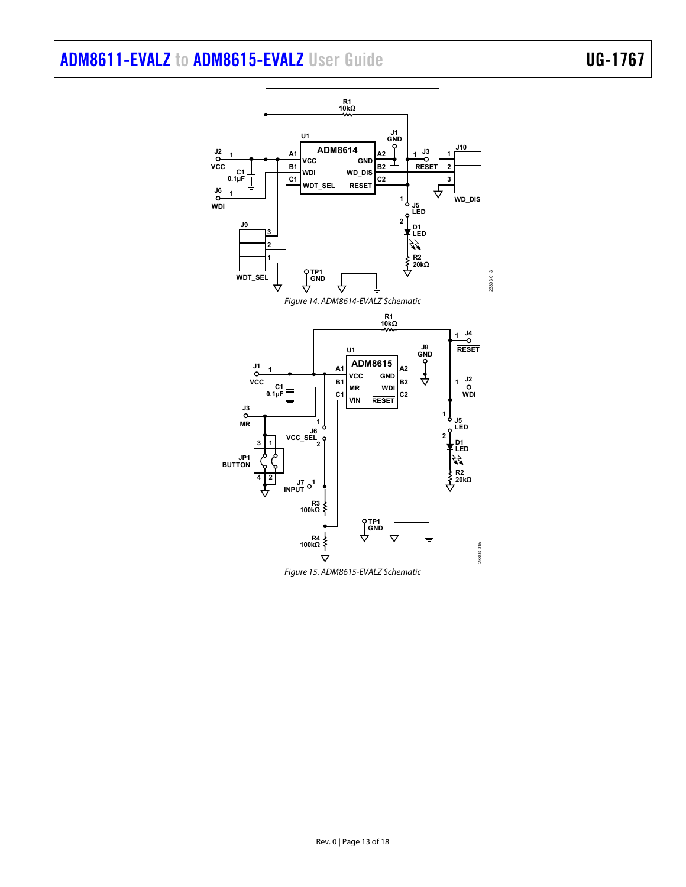Figure 14. ADM8614-EVALZ Schematic

Figure 15. ADM8615-EVALZ Schematic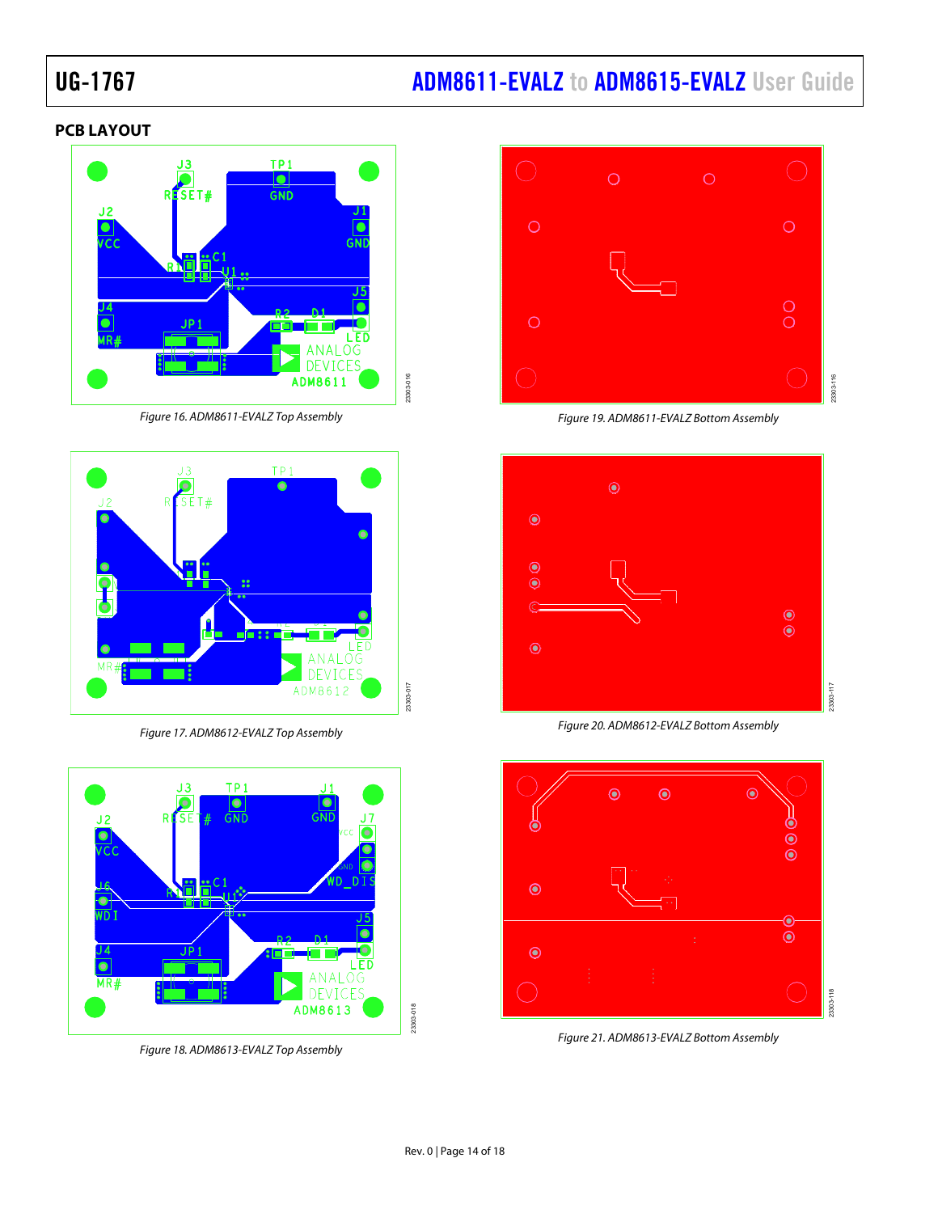## PCB LAYOUT

Figure 16. ADM8611-EVALZ Top Assembly

Figure 19. ADM8611-EVALZ Bottom Assembly

Figure 17. ADM8612-EVALZ Top Assembly

Figure 20. ADM8612-EVALZ Bottom Assembly

Figure 18. ADM8613-EVALZ Top Assembly

Figure 21. ADM8613-EVALZ Bottom Assembly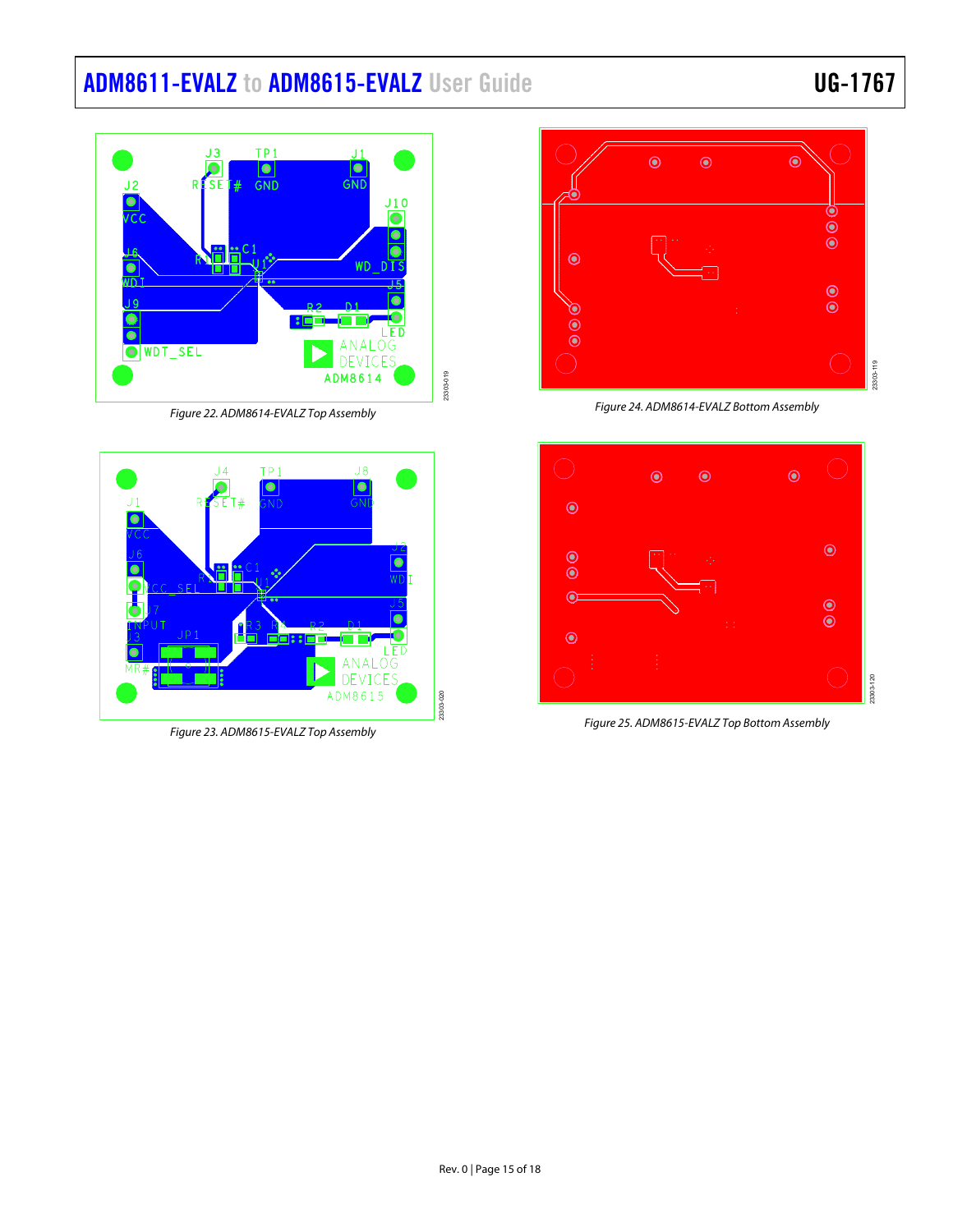Figure 22. ADM8614-EVALZ Top Assembly

Figure 24. ADM8614-EVALZ Bottom Assembly

Figure 23. ADM8615-EVALZ Top Assembly

Figure 25. ADM8615-EVALZ Top Bottom Assembly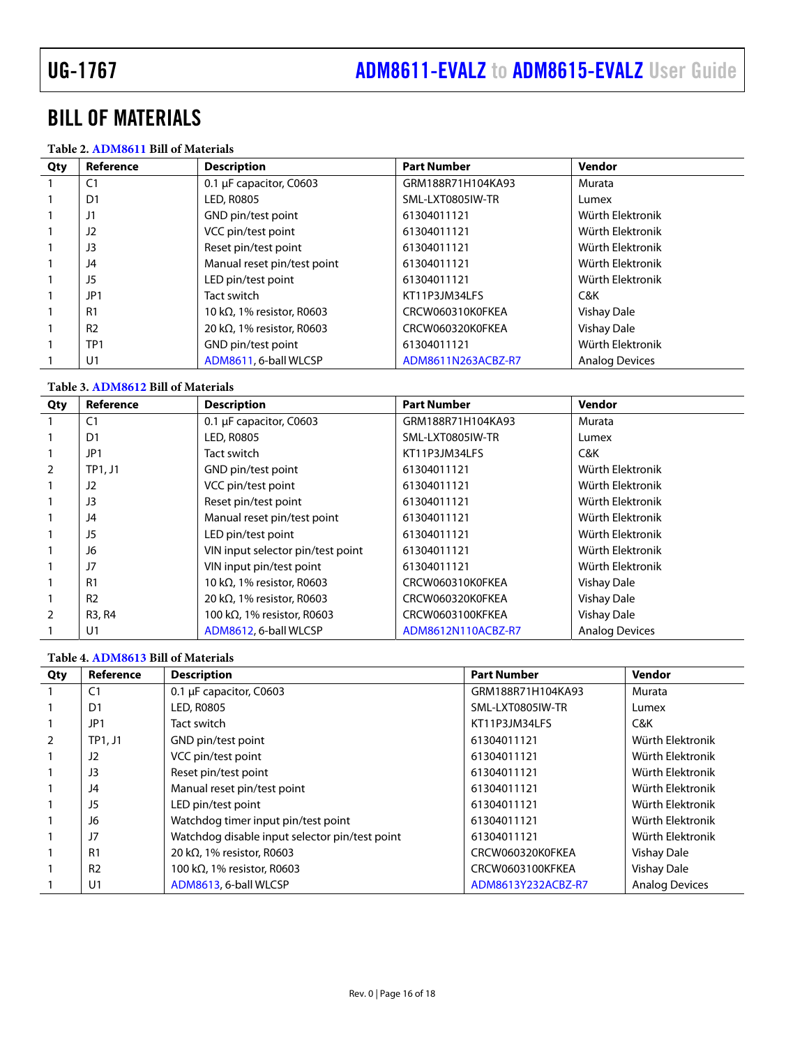# BILL OF MATERIALS

**Table 2. ADM8611 Bill of Materials**

| Qty | Reference | Description | Part Number | Vendor |
|---|---|---|---|---|
| 1 | C1 | 0.1 µF capacitor, C0603 | GRM188R71H104KA93 | Murata |
| 1 | D1 | LED, R0805 | SML-LXT0805IW-TR | Lumex |
| 1 | J1 | GND pin/test point | 61304011121 | Würth Elektronik |
| 1 | J2 | VCC pin/test point | 61304011121 | Würth Elektronik |
| 1 | J3 | Reset pin/test point | 61304011121 | Würth Elektronik |
| 1 | J4 | Manual reset pin/test point | 61304011121 | Würth Elektronik |
| 1 | J5 | LED pin/test point | 61304011121 | Würth Elektronik |
| 1 | JP1 | Tact switch | KT11P3JM34LFS | C&K |
| 1 | R1 | 10 kΩ, 1% resistor, R0603 | CRCW060310K0FKEA | Vishay Dale |
| 1 | R2 | 20 kΩ, 1% resistor, R0603 | CRCW060320K0FKEA | Vishay Dale |
| 1 | TP1 | GND pin/test point | 61304011121 | Würth Elektronik |
| 1 | U1 | ADM8611, 6-ball WLCSP | ADM8611N263ACBZ-R7 | Analog Devices |

**Table 3. ADM8612 Bill of Materials**

| Qty | Reference | Description | Part Number | Vendor |
|---|---|---|---|---|
| 1 | C1 | 0.1 µF capacitor, C0603 | GRM188R71H104KA93 | Murata |
| 1 | D1 | LED, R0805 | SML-LXT0805IW-TR | Lumex |
| 1 | JP1 | Tact switch | KT11P3JM34LFS | C&K |
| 2 | TP1, J1 | GND pin/test point | 61304011121 | Würth Elektronik |
| 1 | J2 | VCC pin/test point | 61304011121 | Würth Elektronik |
| 1 | J3 | Reset pin/test point | 61304011121 | Würth Elektronik |
| 1 | J4 | Manual reset pin/test point | 61304011121 | Würth Elektronik |
| 1 | J5 | LED pin/test point | 61304011121 | Würth Elektronik |
| 1 | J6 | VIN input selector pin/test point | 61304011121 | Würth Elektronik |
| 1 | J7 | VIN input pin/test point | 61304011121 | Würth Elektronik |
| 1 | R1 | 10 kΩ, 1% resistor, R0603 | CRCW060310K0FKEA | Vishay Dale |
| 1 | R2 | 20 kΩ, 1% resistor, R0603 | CRCW060320K0FKEA | Vishay Dale |
| 2 | R3, R4 | 100 kΩ, 1% resistor, R0603 | CRCW0603100KFKEA | Vishay Dale |
| 1 | U1 | ADM8612, 6-ball WLCSP | ADM8612N110ACBZ-R7 | Analog Devices |

**Table 4. ADM8613 Bill of Materials**

| Qty | Reference | Description | Part Number | Vendor |
|---|---|---|---|---|
| 1 | C1 | 0.1 µF capacitor, C0603 | GRM188R71H104KA93 | Murata |
| 1 | D1 | LED, R0805 | SML-LXT0805IW-TR | Lumex |
| 1 | JP1 | Tact switch | KT11P3JM34LFS | C&K |
| 2 | TP1, J1 | GND pin/test point | 61304011121 | Würth Elektronik |
| 1 | J2 | VCC pin/test point | 61304011121 | Würth Elektronik |
| 1 | J3 | Reset pin/test point | 61304011121 | Würth Elektronik |
| 1 | J4 | Manual reset pin/test point | 61304011121 | Würth Elektronik |
| 1 | J5 | LED pin/test point | 61304011121 | Würth Elektronik |
| 1 | J6 | Watchdog timer input pin/test point | 61304011121 | Würth Elektronik |
| 1 | J7 | Watchdog disable input selector pin/test point | 61304011121 | Würth Elektronik |
| 1 | R1 | 20 kΩ, 1% resistor, R0603 | CRCW060320K0FKEA | Vishay Dale |
| 1 | R2 | 100 kΩ, 1% resistor, R0603 | CRCW0603100KFKEA | Vishay Dale |
| 1 | U1 | ADM8613, 6-ball WLCSP | ADM8613Y232ACBZ-R7 | Analog Devices |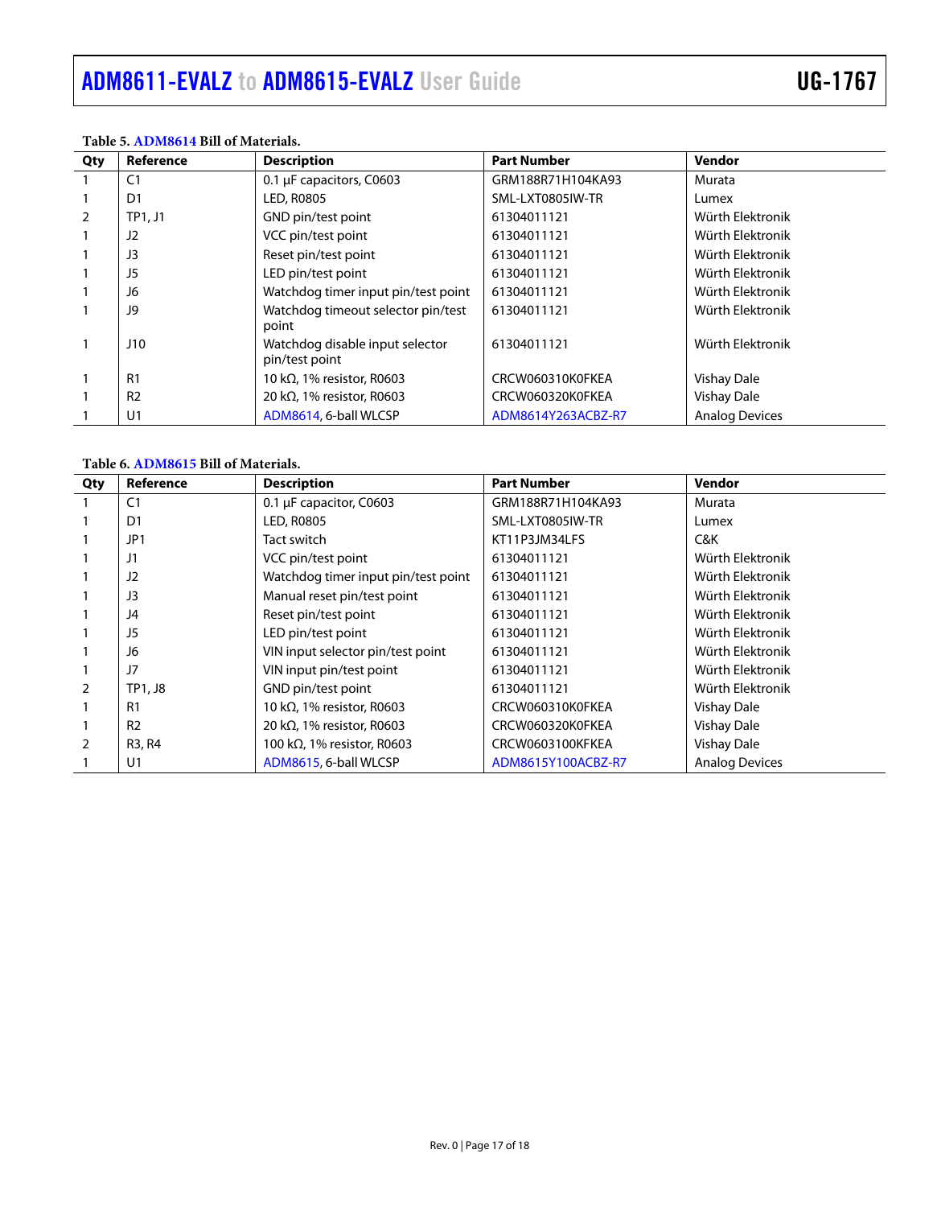**Table 5. ADM8614 Bill of Materials.**

| Qty | Reference | Description | Part Number | Vendor |
|---|---|---|---|---|
| 1 | C1 | 0.1 µF capacitors, C0603 | GRM188R71H104KA93 | Murata |
| 1 | D1 | LED, R0805 | SML-LXT0805IW-TR | Lumex |
| 2 | TP1, J1 | GND pin/test point | 61304011121 | Würth Elektronik |
| 1 | J2 | VCC pin/test point | 61304011121 | Würth Elektronik |
| 1 | J3 | Reset pin/test point | 61304011121 | Würth Elektronik |
| 1 | J5 | LED pin/test point | 61304011121 | Würth Elektronik |
| 1 | J6 | Watchdog timer input pin/test point | 61304011121 | Würth Elektronik |
| 1 | J9 | Watchdog timeout selector pin/test point | 61304011121 | Würth Elektronik |
| 1 | J10 | Watchdog disable input selector pin/test point | 61304011121 | Würth Elektronik |
| 1 | R1 | 10 kΩ, 1% resistor, R0603 | CRCW060310K0FKEA | Vishay Dale |
| 1 | R2 | 20 kΩ, 1% resistor, R0603 | CRCW060320K0FKEA | Vishay Dale |
| 1 | U1 | ADM8614, 6-ball WLCSP | ADM8614Y263ACBZ-R7 | Analog Devices |

**Table 6. ADM8615 Bill of Materials.**

| Qty | Reference | Description | Part Number | Vendor |
|---|---|---|---|---|
| 1 | C1 | 0.1 µF capacitor, C0603 | GRM188R71H104KA93 | Murata |
| 1 | D1 | LED, R0805 | SML-LXT0805IW-TR | Lumex |
| 1 | JP1 | Tact switch | KT11P3JM34LFS | C&K |
| 1 | J1 | VCC pin/test point | 61304011121 | Würth Elektronik |
| 1 | J2 | Watchdog timer input pin/test point | 61304011121 | Würth Elektronik |
| 1 | J3 | Manual reset pin/test point | 61304011121 | Würth Elektronik |
| 1 | J4 | Reset pin/test point | 61304011121 | Würth Elektronik |
| 1 | J5 | LED pin/test point | 61304011121 | Würth Elektronik |
| 1 | J6 | VIN input selector pin/test point | 61304011121 | Würth Elektronik |
| 1 | J7 | VIN input pin/test point | 61304011121 | Würth Elektronik |
| 2 | TP1, J8 | GND pin/test point | 61304011121 | Würth Elektronik |
| 1 | R1 | 10 kΩ, 1% resistor, R0603 | CRCW060310K0FKEA | Vishay Dale |
| 1 | R2 | 20 kΩ, 1% resistor, R0603 | CRCW060320K0FKEA | Vishay Dale |
| 2 | R3, R4 | 100 kΩ, 1% resistor, R0603 | CRCW0603100KFKEA | Vishay Dale |
| 1 | U1 | ADM8615, 6-ball WLCSP | ADM8615Y100ACBZ-R7 | Analog Devices |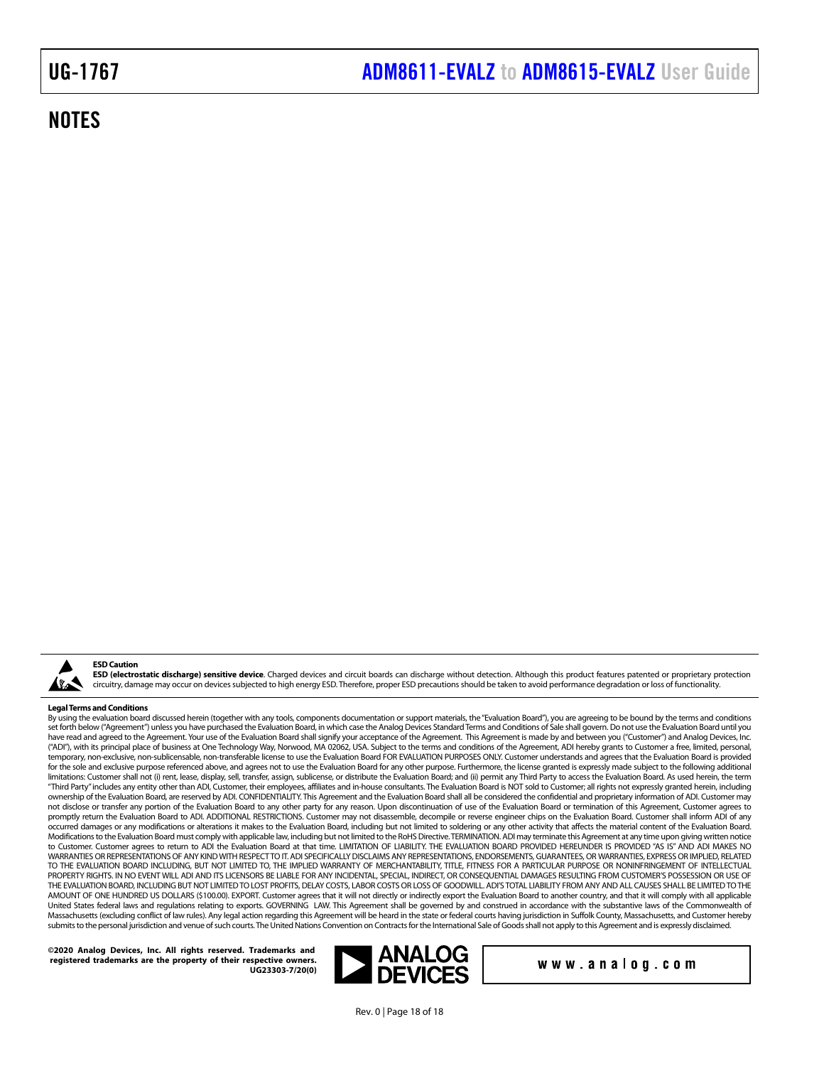# NOTES

**ESD Caution**

**ESD (electrostatic discharge) sensitive device**. Charged devices and circuit boards can discharge without detection. Although this product features patented or proprietary protection circuitry, damage may occur on devices subjected to high energy ESD. Therefore, proper ESD precautions should be taken to avoid performance degradation or loss of functionality.

**Legal Terms and Conditions**

By using the evaluation board discussed herein (together with any tools, components documentation or support materials, the "Evaluation Board"), you are agreeing to be bound by the terms and conditions set forth below ("Agreement") unless you have purchased the Evaluation Board, in which case the Analog Devices Standard Terms and Conditions of Sale shall govern. Do not use the Evaluation Board until you have read and agreed to the Agreement. Your use of the Evaluation Board shall signify your acceptance of the Agreement. This Agreement is made by and between you ("Customer") and Analog Devices, Inc. ("ADI"), with its principal place of business at One Technology Way, Norwood, MA 02062, USA. Subject to the terms and conditions of the Agreement, ADI hereby grants to Customer a free, limited, personal, temporary, non-exclusive, non-sublicensable, non-transferable license to use the Evaluation Board FOR EVALUATION PURPOSES ONLY. Customer understands and agrees that the Evaluation Board is provided for the sole and exclusive purpose referenced above, and agrees not to use the Evaluation Board for any other purpose. Furthermore, the license granted is expressly made subject to the following additional limitations: Customer shall not (i) rent, lease, display, sell, transfer, assign, sublicense, or distribute the Evaluation Board; and (ii) permit any Third Party to access the Evaluation Board. As used herein, the term "Third Party" includes any entity other than ADI, Customer, their employees, affiliates and in-house consultants. The Evaluation Board is NOT sold to Customer; all rights not expressly granted herein, including ownership of the Evaluation Board, are reserved by ADI. CONFIDENTIALITY. This Agreement and the Evaluation Board shall all be considered the confidential and proprietary information of ADI. Customer may not disclose or transfer any portion of the Evaluation Board to any other party for any reason. Upon discontinuation of use of the Evaluation Board or termination of this Agreement, Customer agrees to promptly return the Evaluation Board to ADI. ADDITIONAL RESTRICTIONS. Customer may not disassemble, decompile or reverse engineer chips on the Evaluation Board. Customer shall inform ADI of any occurred damages or any modifications or alterations it makes to the Evaluation Board, including but not limited to soldering or any other activity that affects the material content of the Evaluation Board. Modifications to the Evaluation Board must comply with applicable law, including but not limited to the RoHS Directive. TERMINATION. ADI may terminate this Agreement at any time upon giving written notice to Customer. Customer agrees to return to ADI the Evaluation Board at that time. LIMITATION OF LIABILITY. THE EVALUATION BOARD PROVIDED HEREUNDER IS PROVIDED "AS IS" AND ADI MAKES NO WARRANTIES OR REPRESENTATIONS OF ANY KIND WITH RESPECT TO IT. ADI SPECIFICALLY DISCLAIMS ANY REPRESENTATIONS, ENDORSEMENTS, GUARANTEES, OR WARRANTIES, EXPRESS OR IMPLIED, RELATED TO THE EVALUATION BOARD INCLUDING, BUT NOT LIMITED TO, THE IMPLIED WARRANTY OF MERCHANTABILITY, TITLE, FITNESS FOR A PARTICULAR PURPOSE OR NONINFRINGEMENT OF INTELLECTUAL PROPERTY RIGHTS. IN NO EVENT WILL ADI AND ITS LICENSORS BE LIABLE FOR ANY INCIDENTAL, SPECIAL, INDIRECT, OR CONSEQUENTIAL DAMAGES RESULTING FROM CUSTOMER'S POSSESSION OR USE OF THE EVALUATION BOARD, INCLUDING BUT NOT LIMITED TO LOST PROFITS, DELAY COSTS, LABOR COSTS OR LOSS OF GOODWILL. ADI'S TOTAL LIABILITY FROM ANY AND ALL CAUSES SHALL BE LIMITED TO THE AMOUNT OF ONE HUNDRED US DOLLARS ($100.00). EXPORT. Customer agrees that it will not directly or indirectly export the Evaluation Board to another country, and that it will comply with all applicable United States federal laws and regulations relating to exports. GOVERNING LAW. This Agreement shall be governed by and construed in accordance with the substantive laws of the Commonwealth of Massachusetts (excluding conflict of law rules). Any legal action regarding this Agreement will be heard in the state or federal courts having jurisdiction in Suffolk County, Massachusetts, and Customer hereby submits to the personal jurisdiction and venue of such courts. The United Nations Convention on Contracts for the International Sale of Goods shall not apply to this Agreement and is expressly disclaimed.

**©2020 Analog Devices, Inc. All rights reserved. Trademarks and registered trademarks are the property of their respective owners.**
**UG23303-7/20(0)**

ANALOG DEVICES

www.analog.com